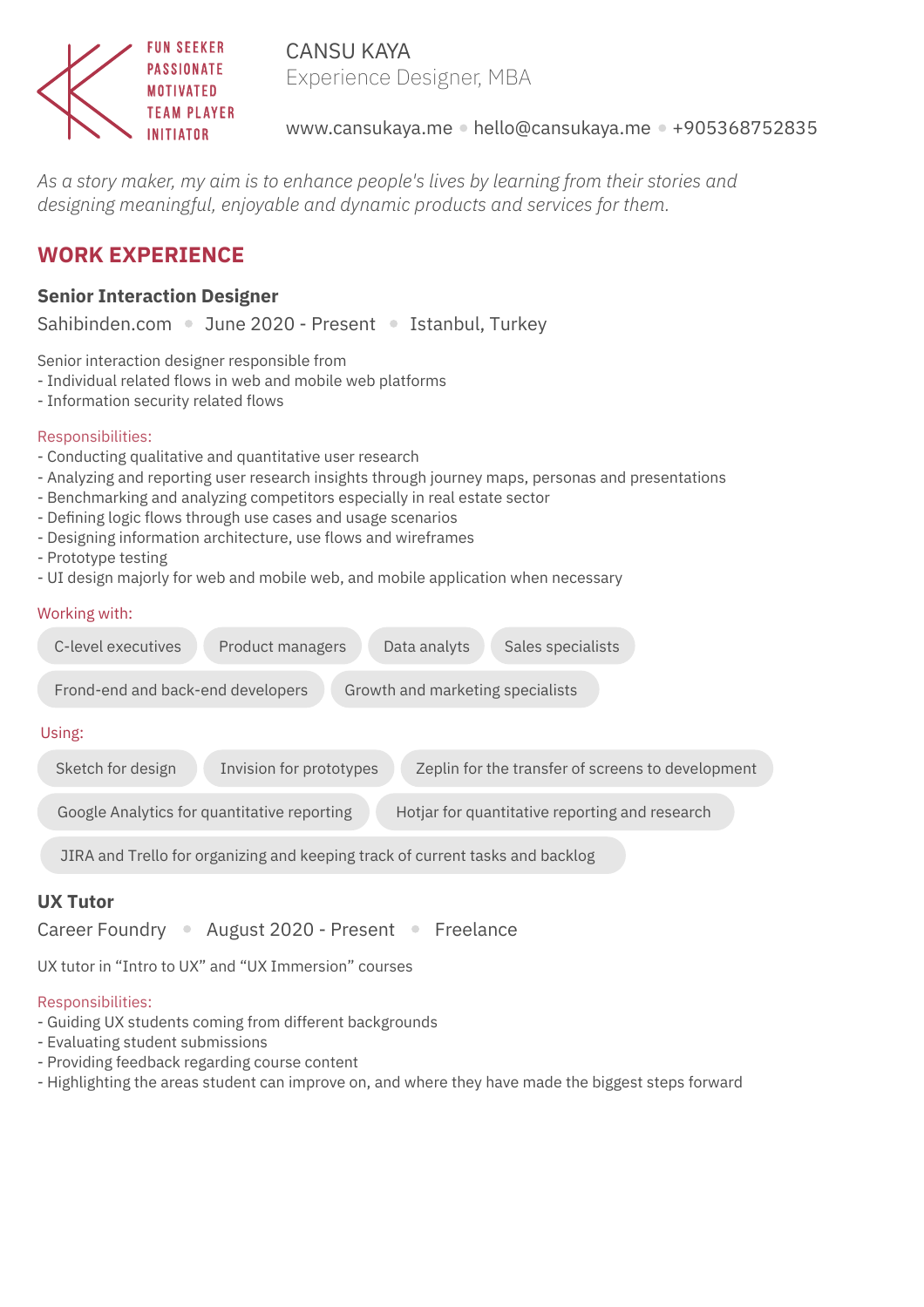FUN SEEKER
PASSIONATE
MOTIVATED
TEAM PLAYER
INITIATOR

# CANSU KAYA

Experience Designer, MBA

www.cansukaya.me • hello@cansukaya.me • +905368752835

*As a story maker, my aim is to enhance people's lives by learning from their stories and designing meaningful, enjoyable and dynamic products and services for them.*

## WORK EXPERIENCE

### Senior Interaction Designer

Sahibinden.com • June 2020 - Present • Istanbul, Turkey

Senior interaction designer responsible from
- Individual related flows in web and mobile web platforms
- Information security related flows

Responsibilities:
- Conducting qualitative and quantitative user research
- Analyzing and reporting user research insights through journey maps, personas and presentations
- Benchmarking and analyzing competitors especially in real estate sector
- Defining logic flows through use cases and usage scenarios
- Designing information architecture, use flows and wireframes
- Prototype testing
- UI design majorly for web and mobile web, and mobile application when necessary

Working with:

C-level executives • Product managers • Data analyts • Sales specialists • Frond-end and back-end developers • Growth and marketing specialists

Using:

Sketch for design • Invision for prototypes • Zeplin for the transfer of screens to development • Google Analytics for quantitative reporting • Hotjar for quantitative reporting and research • JIRA and Trello for organizing and keeping track of current tasks and backlog

### UX Tutor

Career Foundry • August 2020 - Present • Freelance

UX tutor in "Intro to UX" and "UX Immersion" courses

Responsibilities:
- Guiding UX students coming from different backgrounds
- Evaluating student submissions
- Providing feedback regarding course content
- Highlighting the areas student can improve on, and where they have made the biggest steps forward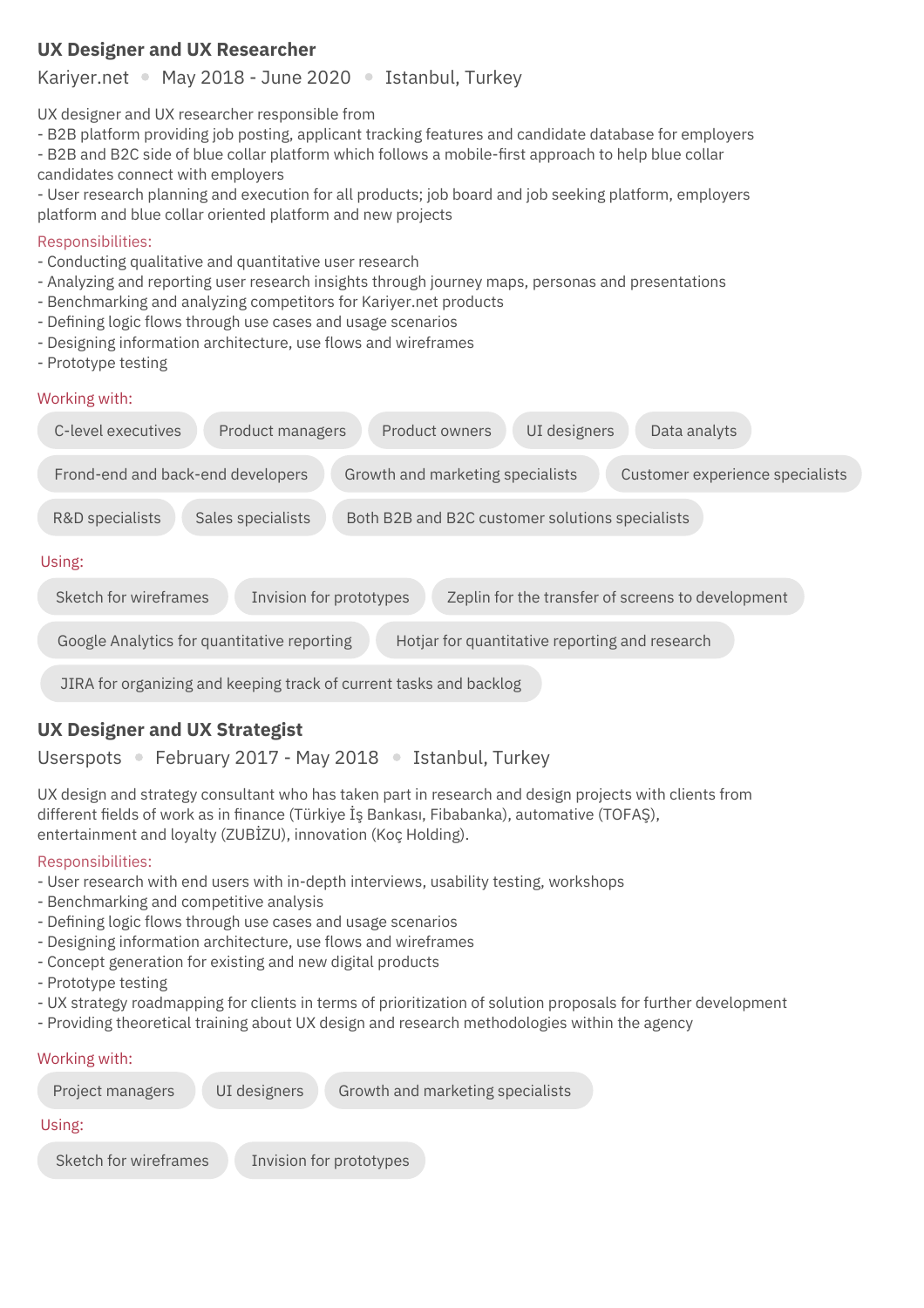### UX Designer and UX Researcher

Kariyer.net • May 2018 - June 2020 • Istanbul, Turkey

UX designer and UX researcher responsible from
- B2B platform providing job posting, applicant tracking features and candidate database for employers
- B2B and B2C side of blue collar platform which follows a mobile-first approach to help blue collar candidates connect with employers
- User research planning and execution for all products; job board and job seeking platform, employers platform and blue collar oriented platform and new projects

Responsibilities:
- Conducting qualitative and quantitative user research
- Analyzing and reporting user research insights through journey maps, personas and presentations
- Benchmarking and analyzing competitors for Kariyer.net products
- Defining logic flows through use cases and usage scenarios
- Designing information architecture, use flows and wireframes
- Prototype testing

Working with:

C-level executives • Product managers • Product owners • UI designers • Data analyts • Frond-end and back-end developers • Growth and marketing specialists • Customer experience specialists • R&D specialists • Sales specialists • Both B2B and B2C customer solutions specialists

Using:

Sketch for wireframes • Invision for prototypes • Zeplin for the transfer of screens to development • Google Analytics for quantitative reporting • Hotjar for quantitative reporting and research • JIRA for organizing and keeping track of current tasks and backlog

### UX Designer and UX Strategist

Userspots • February 2017 - May 2018 • Istanbul, Turkey

UX design and strategy consultant who has taken part in research and design projects with clients from different fields of work as in finance (Türkiye İş Bankası, Fibabanka), automative (TOFAŞ), entertainment and loyalty (ZUBİZU), innovation (Koç Holding).

Responsibilities:
- User research with end users with in-depth interviews, usability testing, workshops
- Benchmarking and competitive analysis
- Defining logic flows through use cases and usage scenarios
- Designing information architecture, use flows and wireframes
- Concept generation for existing and new digital products
- Prototype testing
- UX strategy roadmapping for clients in terms of prioritization of solution proposals for further development
- Providing theoretical training about UX design and research methodologies within the agency

Working with:

Project managers • UI designers • Growth and marketing specialists

Using:

Sketch for wireframes • Invision for prototypes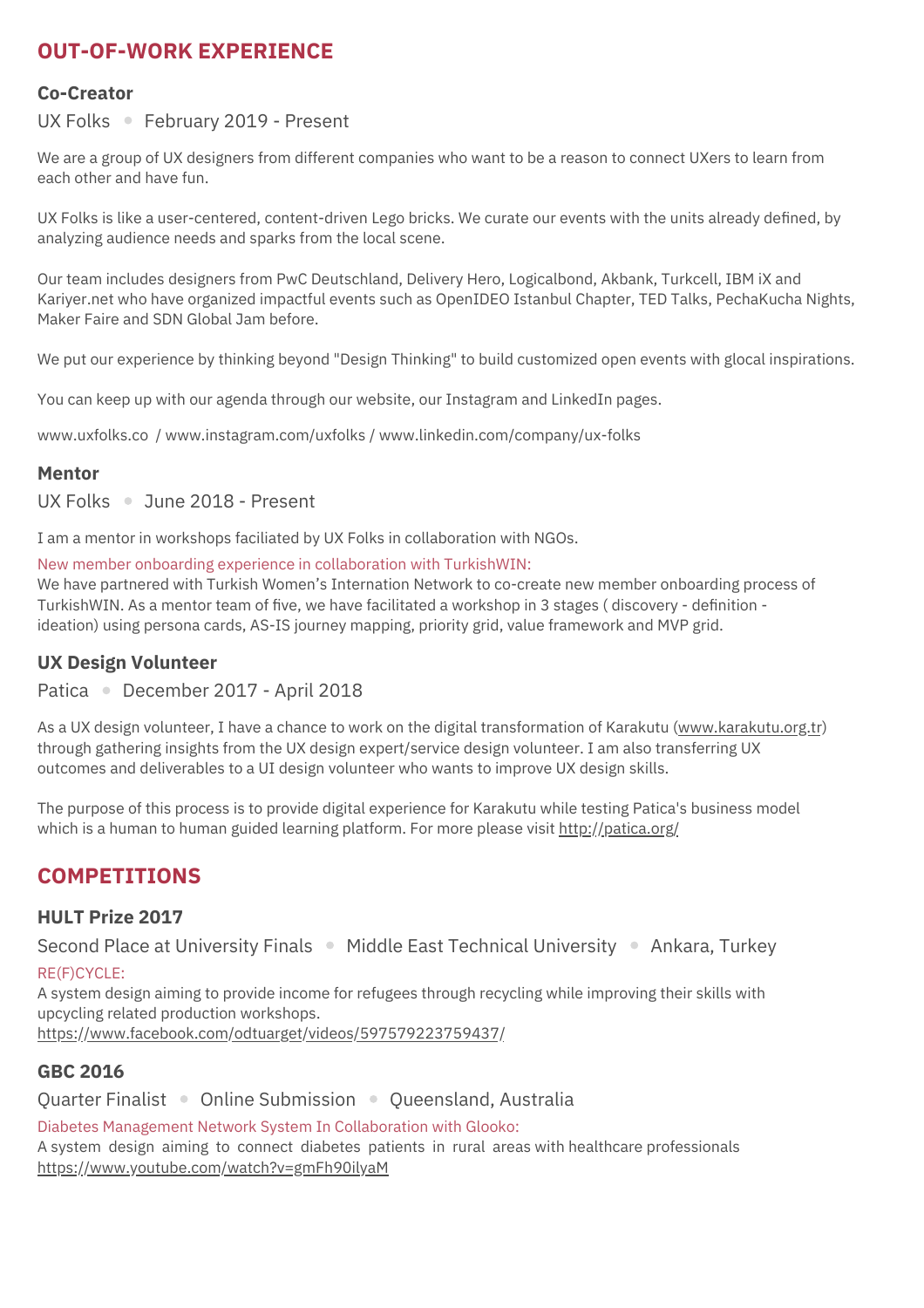## OUT-OF-WORK EXPERIENCE

### Co-Creator

UX Folks • February 2019 - Present

We are a group of UX designers from different companies who want to be a reason to connect UXers to learn from each other and have fun.

UX Folks is like a user-centered, content-driven Lego bricks. We curate our events with the units already defined, by analyzing audience needs and sparks from the local scene.

Our team includes designers from PwC Deutschland, Delivery Hero, Logicalbond, Akbank, Turkcell, IBM iX and Kariyer.net who have organized impactful events such as OpenIDEO Istanbul Chapter, TED Talks, PechaKucha Nights, Maker Faire and SDN Global Jam before.

We put our experience by thinking beyond "Design Thinking" to build customized open events with glocal inspirations.

You can keep up with our agenda through our website, our Instagram and LinkedIn pages.

www.uxfolks.co / www.instagram.com/uxfolks / www.linkedin.com/company/ux-folks

### Mentor

UX Folks • June 2018 - Present

I am a mentor in workshops faciliated by UX Folks in collaboration with NGOs.

New member onboarding experience in collaboration with TurkishWIN:
We have partnered with Turkish Women's Internation Network to co-create new member onboarding process of TurkishWIN. As a mentor team of five, we have facilitated a workshop in 3 stages ( discovery - definition - ideation) using persona cards, AS-IS journey mapping, priority grid, value framework and MVP grid.

### UX Design Volunteer

Patica • December 2017 - April 2018

As a UX design volunteer, I have a chance to work on the digital transformation of Karakutu (www.karakutu.org.tr) through gathering insights from the UX design expert/service design volunteer. I am also transferring UX outcomes and deliverables to a UI design volunteer who wants to improve UX design skills.

The purpose of this process is to provide digital experience for Karakutu while testing Patica's business model which is a human to human guided learning platform. For more please visit http://patica.org/

## COMPETITIONS

### HULT Prize 2017

Second Place at University Finals • Middle East Technical University • Ankara, Turkey

RE(F)CYCLE:
A system design aiming to provide income for refugees through recycling while improving their skills with upcycling related production workshops.
https://www.facebook.com/odtuarget/videos/597579223759437/

### GBC 2016

Quarter Finalist • Online Submission • Queensland, Australia

Diabetes Management Network System In Collaboration with Glooko:
A system design aiming to connect diabetes patients in rural areas with healthcare professionals
https://www.youtube.com/watch?v=gmFh90ilyaM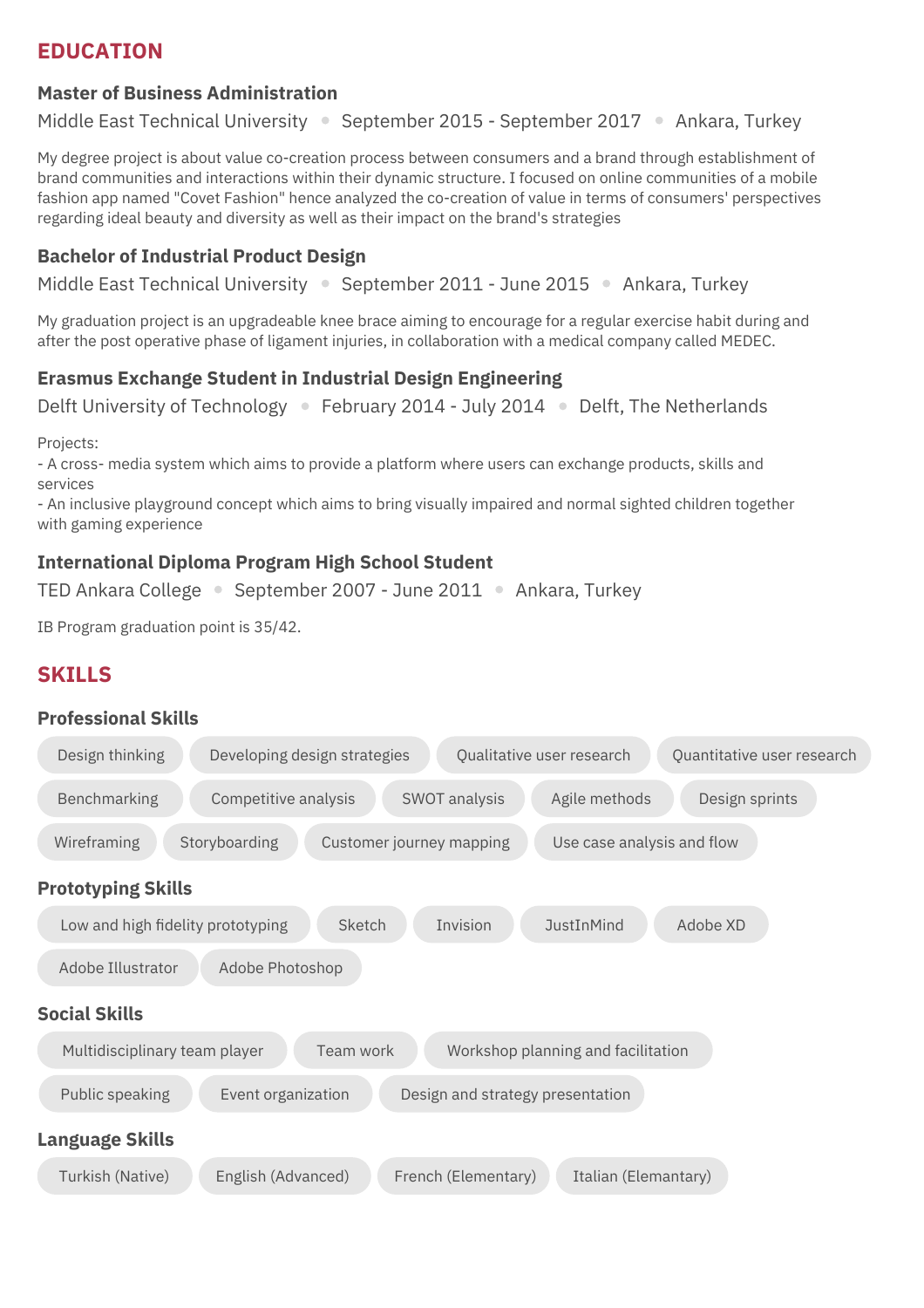## EDUCATION

### Master of Business Administration

Middle East Technical University • September 2015 - September 2017 • Ankara, Turkey

My degree project is about value co-creation process between consumers and a brand through establishment of brand communities and interactions within their dynamic structure. I focused on online communities of a mobile fashion app named "Covet Fashion" hence analyzed the co-creation of value in terms of consumers' perspectives regarding ideal beauty and diversity as well as their impact on the brand's strategies

### Bachelor of Industrial Product Design

Middle East Technical University • September 2011 - June 2015 • Ankara, Turkey

My graduation project is an upgradeable knee brace aiming to encourage for a regular exercise habit during and after the post operative phase of ligament injuries, in collaboration with a medical company called MEDEC.

### Erasmus Exchange Student in Industrial Design Engineering

Delft University of Technology • February 2014 - July 2014 • Delft, The Netherlands

Projects:
- A cross- media system which aims to provide a platform where users can exchange products, skills and services
- An inclusive playground concept which aims to bring visually impaired and normal sighted children together with gaming experience

### International Diploma Program High School Student

TED Ankara College • September 2007 - June 2011 • Ankara, Turkey

IB Program graduation point is 35/42.

## SKILLS

### Professional Skills

Design thinking • Developing design strategies • Qualitative user research • Quantitative user research • Benchmarking • Competitive analysis • SWOT analysis • Agile methods • Design sprints • Wireframing • Storyboarding • Customer journey mapping • Use case analysis and flow

### Prototyping Skills

Low and high fidelity prototyping • Sketch • Invision • JustInMind • Adobe XD • Adobe Illustrator • Adobe Photoshop

### Social Skills

Multidisciplinary team player • Team work • Workshop planning and facilitation • Public speaking • Event organization • Design and strategy presentation

### Language Skills

Turkish (Native) • English (Advanced) • French (Elementary) • Italian (Elemantary)